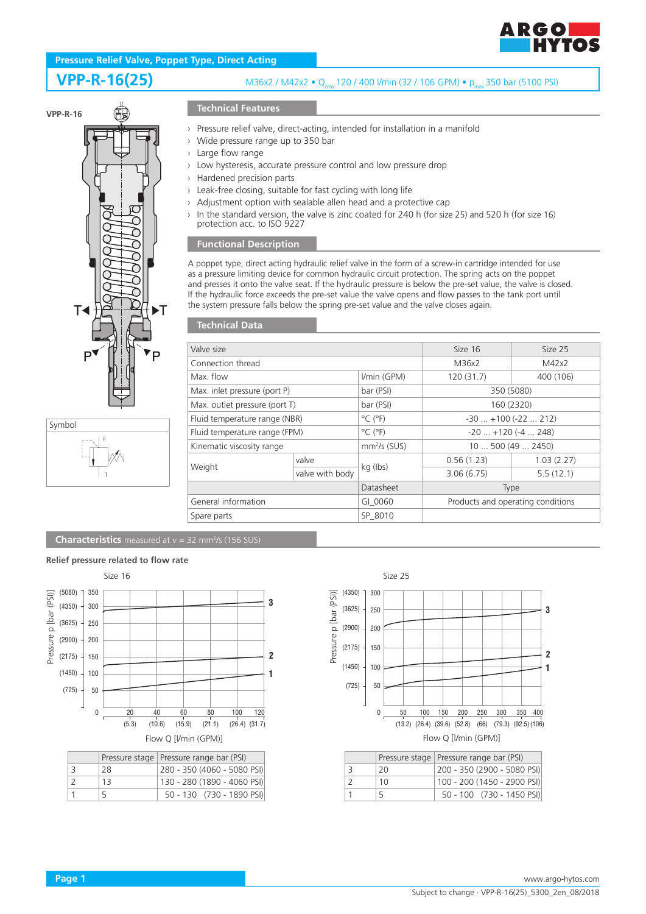ARGO HYTOS

## Pressure Relief Valve, Poppet Type, Direct Acting

# VPP-R-16(25)

M36x2 / M42x2 • $Q_{max}$ 120 / 400 l/min (32 / 106 GPM) • $p_{max}$ 350 bar (5100 PSI)

VPP-R-16

Symbol

### Technical Features

- Pressure relief valve, direct-acting, intended for installation in a manifold
- Wide pressure range up to 350 bar
- Large flow range
- Low hysteresis, accurate pressure control and low pressure drop
- Hardened precision parts
- Leak-free closing, suitable for fast cycling with long life
- Adjustment option with sealable allen head and a protective cap
- In the standard version, the valve is zinc coated for 240 h (for size 25) and 520 h (for size 16) protection acc. to ISO 9227

### Functional Description

A poppet type, direct acting hydraulic relief valve in the form of a screw-in cartridge intended for use as a pressure limiting device for common hydraulic circuit protection. The spring acts on the poppet and presses it onto the valve seat. If the hydraulic pressure is below the pre-set value, the valve is closed. If the hydraulic force exceeds the pre-set value the valve opens and flow passes to the tank port until the system pressure falls below the spring pre-set value and the valve closes again.

### Technical Data

| Valve size | | | Size 16 | Size 25 |
|---|---|---|---|---|
| Connection thread | | | M36x2 | M42x2 |
| Max. flow | | l/min (GPM) | 120 (31.7) | 400 (106) |
| Max. inlet pressure (port P) | | bar (PSI) | 350 (5080) | |
| Max. outlet pressure (port T) | | bar (PSI) | 160 (2320) | |
| Fluid temperature range (NBR) | | °C (°F) | -30 ... +100 (-22 ... 212) | |
| Fluid temperature range (FPM) | | °C (°F) | -20 ... +120 (-4 ... 248) | |
| Kinematic viscosity range | | mm²/s (SUS) | 10 ... 500 (49 ... 2450) | |
| Weight | valve | kg (lbs) | 0.56 (1.23) | 1.03 (2.27) |
| | valve with body | | 3.06 (6.75) | 5.5 (12.1) |
| | | Datasheet | Type | |
| General information | | GI_0060 | Products and operating conditions | |
| Spare parts | | SP_8010 | | |

### Characteristics measured at ν = 32 mm²/s (156 SUS)

**Relief pressure related to flow rate**

Size 16

| | Pressure stage | Pressure range bar (PSI) |
|---|---|---|
| 3 | 28 | 280 - 350 (4060 - 5080 PSI) |
| 2 | 13 | 130 - 280 (1890 - 4060 PSI) |
| 1 | 5 | 50 - 130 (730 - 1890 PSI) |

Size 25

| | Pressure stage | Pressure range bar (PSI) |
|---|---|---|
| 3 | 20 | 200 - 350 (2900 - 5080 PSI) |
| 2 | 10 | 100 - 200 (1450 - 2900 PSI) |
| 1 | 5 | 50 - 100 (730 - 1450 PSI) |

www.argo-hytos.com

Subject to change · VPP-R-16(25)_5300_2en_08/2018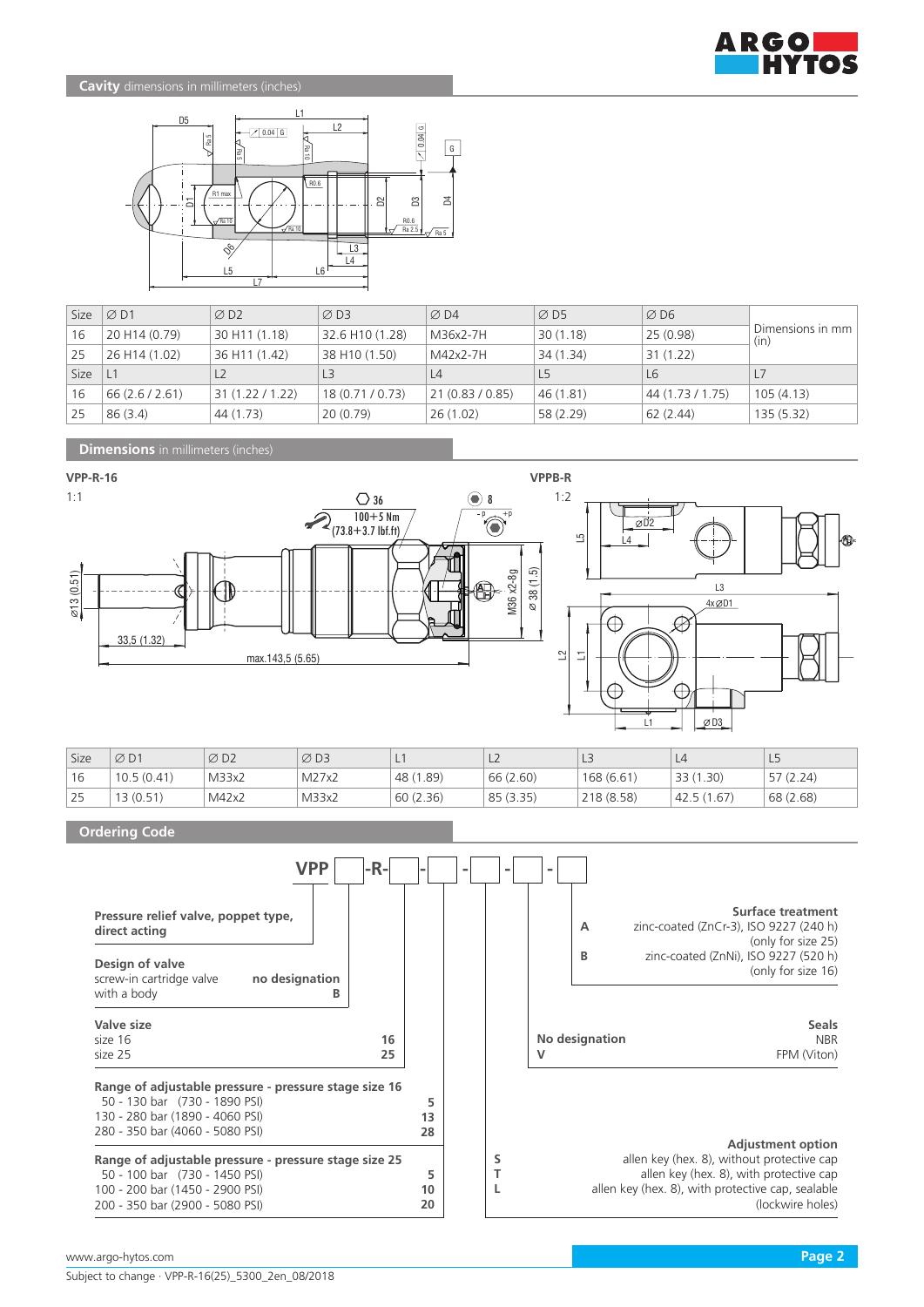## Cavity dimensions in millimeters (inches)

| Size | ∅ D1 | ∅ D2 | ∅ D3 | ∅ D4 | ∅ D5 | ∅ D6 | Dimensions in mm (in) |
|---|---|---|---|---|---|---|---|
| 16 | 20 H14 (0.79) | 30 H11 (1.18) | 32.6 H10 (1.28) | M36x2-7H | 30 (1.18) | 25 (0.98) | |
| 25 | 26 H14 (1.02) | 36 H11 (1.42) | 38 H10 (1.50) | M42x2-7H | 34 (1.34) | 31 (1.22) | |
| **Size** | **L1** | **L2** | **L3** | **L4** | **L5** | **L6** | **L7** |
| 16 | 66 (2.6 / 2.61) | 31 (1.22 / 1.22) | 18 (0.71 / 0.73) | 21 (0.83 / 0.85) | 46 (1.81) | 44 (1.73 / 1.75) | 105 (4.13) |
| 25 | 86 (3.4) | 44 (1.73) | 20 (0.79) | 26 (1.02) | 58 (2.29) | 62 (2.44) | 135 (5.32) |

## Dimensions in millimeters (inches)

**VPP-R-16** 1:1

36
100+5 Nm
(73.8+3.7 lbf.ft)
8
Ø13 (0.51)
33,5 (1.32)
max.143,5 (5.65)
M36 x2-8g
Ø 38 (1.5)

**VPPB-R** 1:2

| Size | ∅ D1 | ∅ D2 | ∅ D3 | L1 | L2 | L3 | L4 | L5 |
|---|---|---|---|---|---|---|---|---|
| 16 | 10.5 (0.41) | M33x2 | M27x2 | 48 (1.89) | 66 (2.60) | 168 (6.61) | 33 (1.30) | 57 (2.24) |
| 25 | 13 (0.51) | M42x2 | M33x2 | 60 (2.36) | 85 (3.35) | 218 (8.58) | 42.5 (1.67) | 68 (2.68) |

## Ordering Code

VPP [ ] -R- [ ] - [ ] - [ ] - [ ] - [ ]

**Pressure relief valve, poppet type, direct acting**

**Design of valve**
- screw-in cartridge valve — no designation
- with a body — B

**Valve size**
- size 16 — 16
- size 25 — 25

**Range of adjustable pressure - pressure stage size 16**
- 50 - 130 bar (730 - 1890 PSI) — 5
- 130 - 280 bar (1890 - 4060 PSI) — 13
- 280 - 350 bar (4060 - 5080 PSI) — 28

**Range of adjustable pressure - pressure stage size 25**
- 50 - 100 bar (730 - 1450 PSI) — 5
- 100 - 200 bar (1450 - 2900 PSI) — 10
- 200 - 350 bar (2900 - 5080 PSI) — 20

**Surface treatment**
- A — zinc-coated (ZnCr-3), ISO 9227 (240 h) (only for size 25)
- B — zinc-coated (ZnNi), ISO 9227 (520 h) (only for size 16)

**Seals**
- No designation — NBR
- V — FPM (Viton)

**Adjustment option**
- S — allen key (hex. 8), without protective cap
- T — allen key (hex. 8), with protective cap
- L — allen key (hex. 8), with protective cap, sealable (lockwire holes)

www.argo-hytos.com

Subject to change · VPP-R-16(25)_5300_2en_08/2018